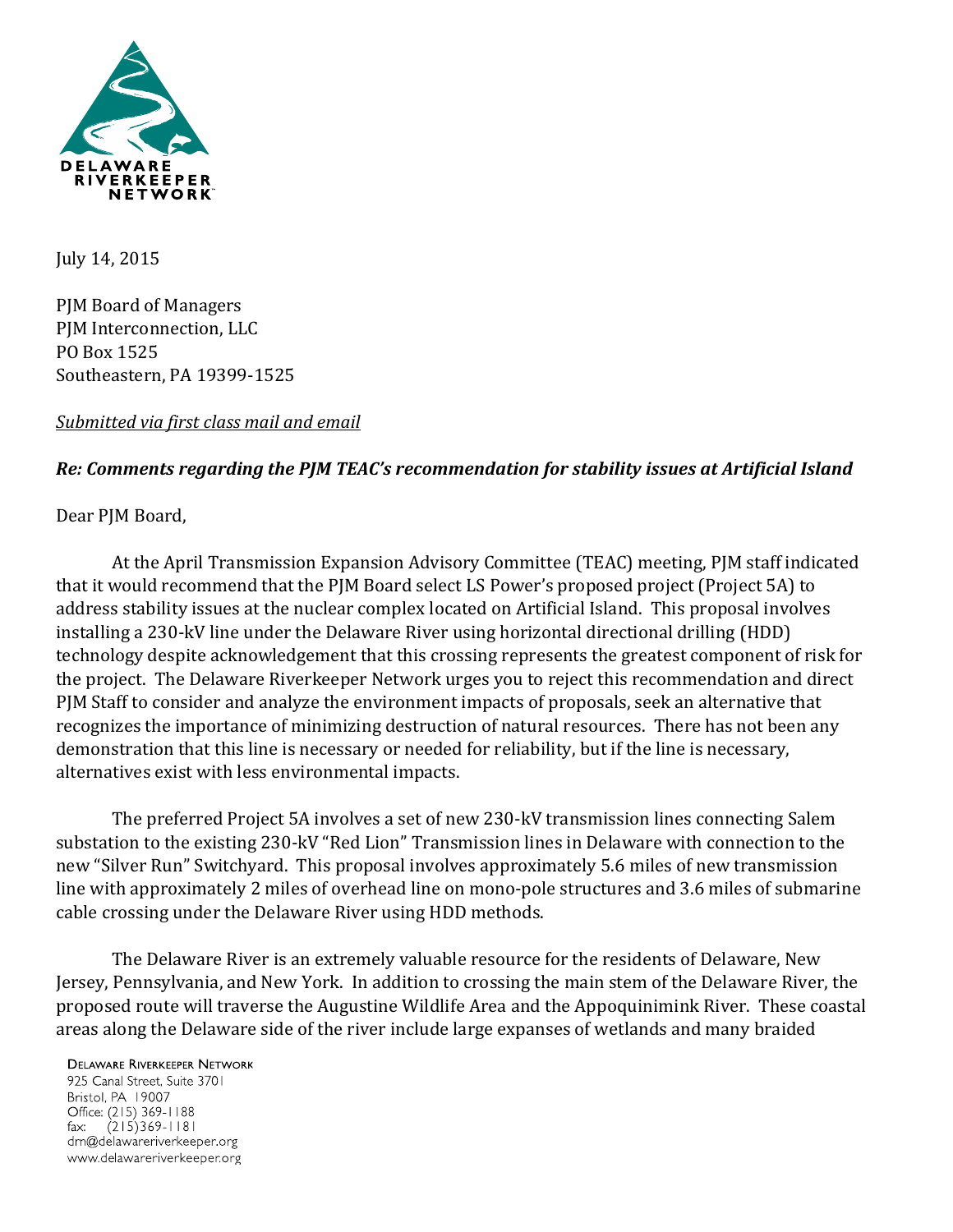DELAWARE RIVERKEEPER NETWORK

July 14, 2015

PJM Board of Managers
PJM Interconnection, LLC
PO Box 1525
Southeastern, PA 19399-1525

*Submitted via first class mail and email*

***Re: Comments regarding the PJM TEAC's recommendation for stability issues at Artificial Island***

Dear PJM Board,

At the April Transmission Expansion Advisory Committee (TEAC) meeting, PJM staff indicated that it would recommend that the PJM Board select LS Power's proposed project (Project 5A) to address stability issues at the nuclear complex located on Artificial Island. This proposal involves installing a 230-kV line under the Delaware River using horizontal directional drilling (HDD) technology despite acknowledgement that this crossing represents the greatest component of risk for the project. The Delaware Riverkeeper Network urges you to reject this recommendation and direct PJM Staff to consider and analyze the environment impacts of proposals, seek an alternative that recognizes the importance of minimizing destruction of natural resources. There has not been any demonstration that this line is necessary or needed for reliability, but if the line is necessary, alternatives exist with less environmental impacts.

The preferred Project 5A involves a set of new 230-kV transmission lines connecting Salem substation to the existing 230-kV "Red Lion" Transmission lines in Delaware with connection to the new "Silver Run" Switchyard. This proposal involves approximately 5.6 miles of new transmission line with approximately 2 miles of overhead line on mono-pole structures and 3.6 miles of submarine cable crossing under the Delaware River using HDD methods.

The Delaware River is an extremely valuable resource for the residents of Delaware, New Jersey, Pennsylvania, and New York. In addition to crossing the main stem of the Delaware River, the proposed route will traverse the Augustine Wildlife Area and the Appoquinimink River. These coastal areas along the Delaware side of the river include large expanses of wetlands and many braided

DELAWARE RIVERKEEPER NETWORK
925 Canal Street, Suite 3701
Bristol, PA 19007
Office: (215) 369-1188
fax: (215)369-1181
drn@delawareriverkeeper.org
www.delawareriverkeeper.org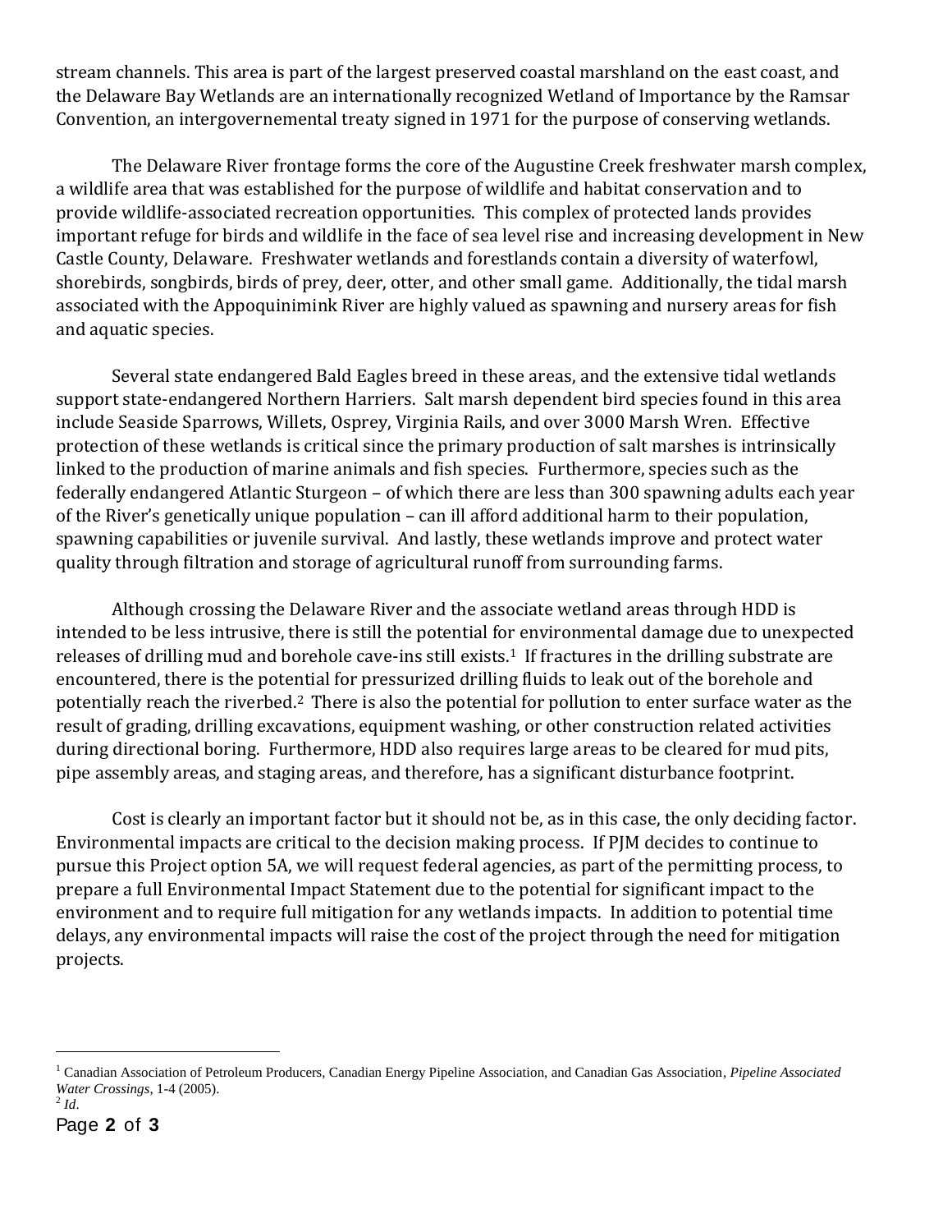stream channels. This area is part of the largest preserved coastal marshland on the east coast, and the Delaware Bay Wetlands are an internationally recognized Wetland of Importance by the Ramsar Convention, an intergovernemental treaty signed in 1971 for the purpose of conserving wetlands.

The Delaware River frontage forms the core of the Augustine Creek freshwater marsh complex, a wildlife area that was established for the purpose of wildlife and habitat conservation and to provide wildlife-associated recreation opportunities. This complex of protected lands provides important refuge for birds and wildlife in the face of sea level rise and increasing development in New Castle County, Delaware. Freshwater wetlands and forestlands contain a diversity of waterfowl, shorebirds, songbirds, birds of prey, deer, otter, and other small game. Additionally, the tidal marsh associated with the Appoquinimink River are highly valued as spawning and nursery areas for fish and aquatic species.

Several state endangered Bald Eagles breed in these areas, and the extensive tidal wetlands support state-endangered Northern Harriers. Salt marsh dependent bird species found in this area include Seaside Sparrows, Willets, Osprey, Virginia Rails, and over 3000 Marsh Wren. Effective protection of these wetlands is critical since the primary production of salt marshes is intrinsically linked to the production of marine animals and fish species. Furthermore, species such as the federally endangered Atlantic Sturgeon – of which there are less than 300 spawning adults each year of the River's genetically unique population – can ill afford additional harm to their population, spawning capabilities or juvenile survival. And lastly, these wetlands improve and protect water quality through filtration and storage of agricultural runoff from surrounding farms.

Although crossing the Delaware River and the associate wetland areas through HDD is intended to be less intrusive, there is still the potential for environmental damage due to unexpected releases of drilling mud and borehole cave-ins still exists.[1] If fractures in the drilling substrate are encountered, there is the potential for pressurized drilling fluids to leak out of the borehole and potentially reach the riverbed.[2] There is also the potential for pollution to enter surface water as the result of grading, drilling excavations, equipment washing, or other construction related activities during directional boring. Furthermore, HDD also requires large areas to be cleared for mud pits, pipe assembly areas, and staging areas, and therefore, has a significant disturbance footprint.

Cost is clearly an important factor but it should not be, as in this case, the only deciding factor. Environmental impacts are critical to the decision making process. If PJM decides to continue to pursue this Project option 5A, we will request federal agencies, as part of the permitting process, to prepare a full Environmental Impact Statement due to the potential for significant impact to the environment and to require full mitigation for any wetlands impacts. In addition to potential time delays, any environmental impacts will raise the cost of the project through the need for mitigation projects.

---

[1] Canadian Association of Petroleum Producers, Canadian Energy Pipeline Association, and Canadian Gas Association, *Pipeline Associated Water Crossings*, 1-4 (2005).

[2] *Id*.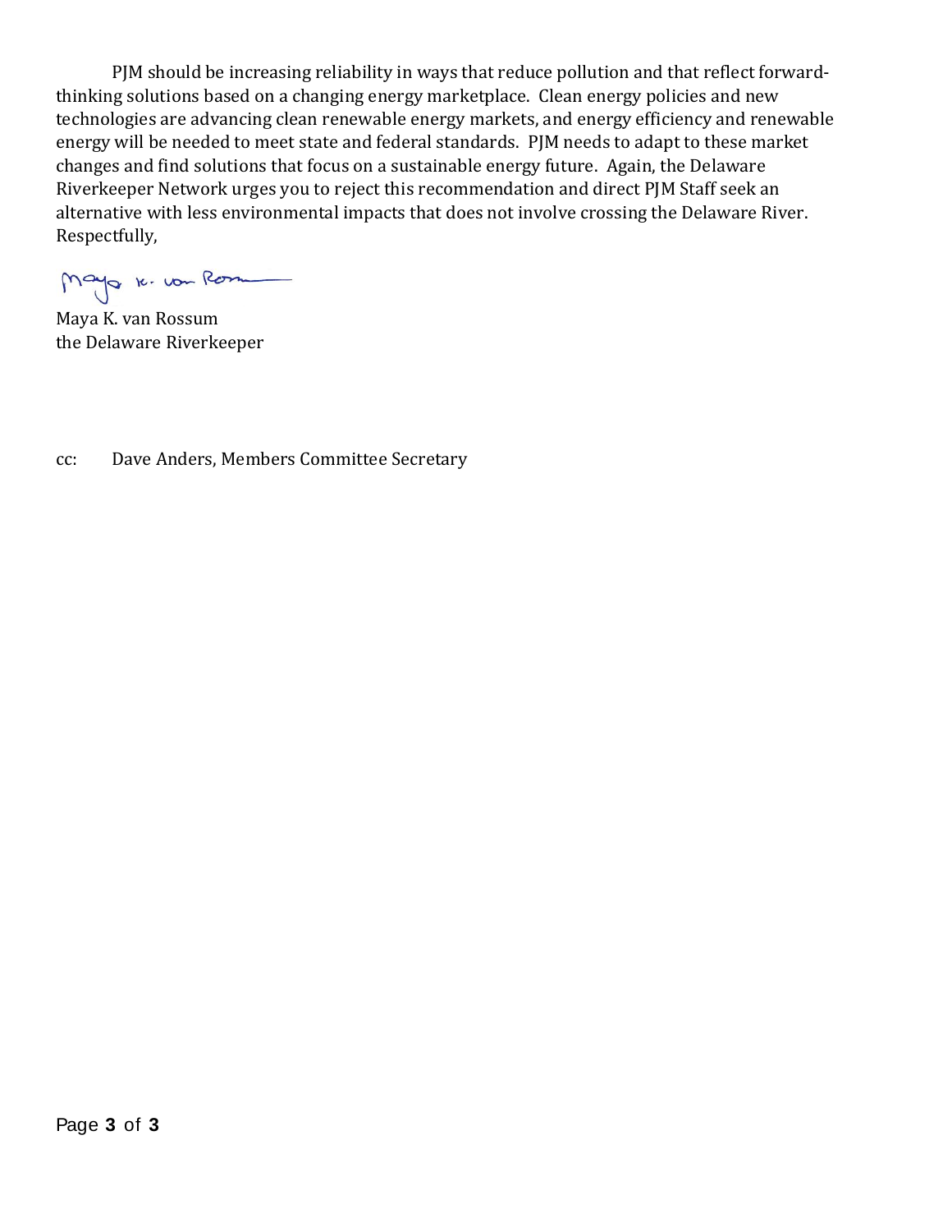PJM should be increasing reliability in ways that reduce pollution and that reflect forward-thinking solutions based on a changing energy marketplace. Clean energy policies and new technologies are advancing clean renewable energy markets, and energy efficiency and renewable energy will be needed to meet state and federal standards. PJM needs to adapt to these market changes and find solutions that focus on a sustainable energy future. Again, the Delaware Riverkeeper Network urges you to reject this recommendation and direct PJM Staff seek an alternative with less environmental impacts that does not involve crossing the Delaware River.
Respectfully,

Maya K. van Rossum
the Delaware Riverkeeper

cc: Dave Anders, Members Committee Secretary